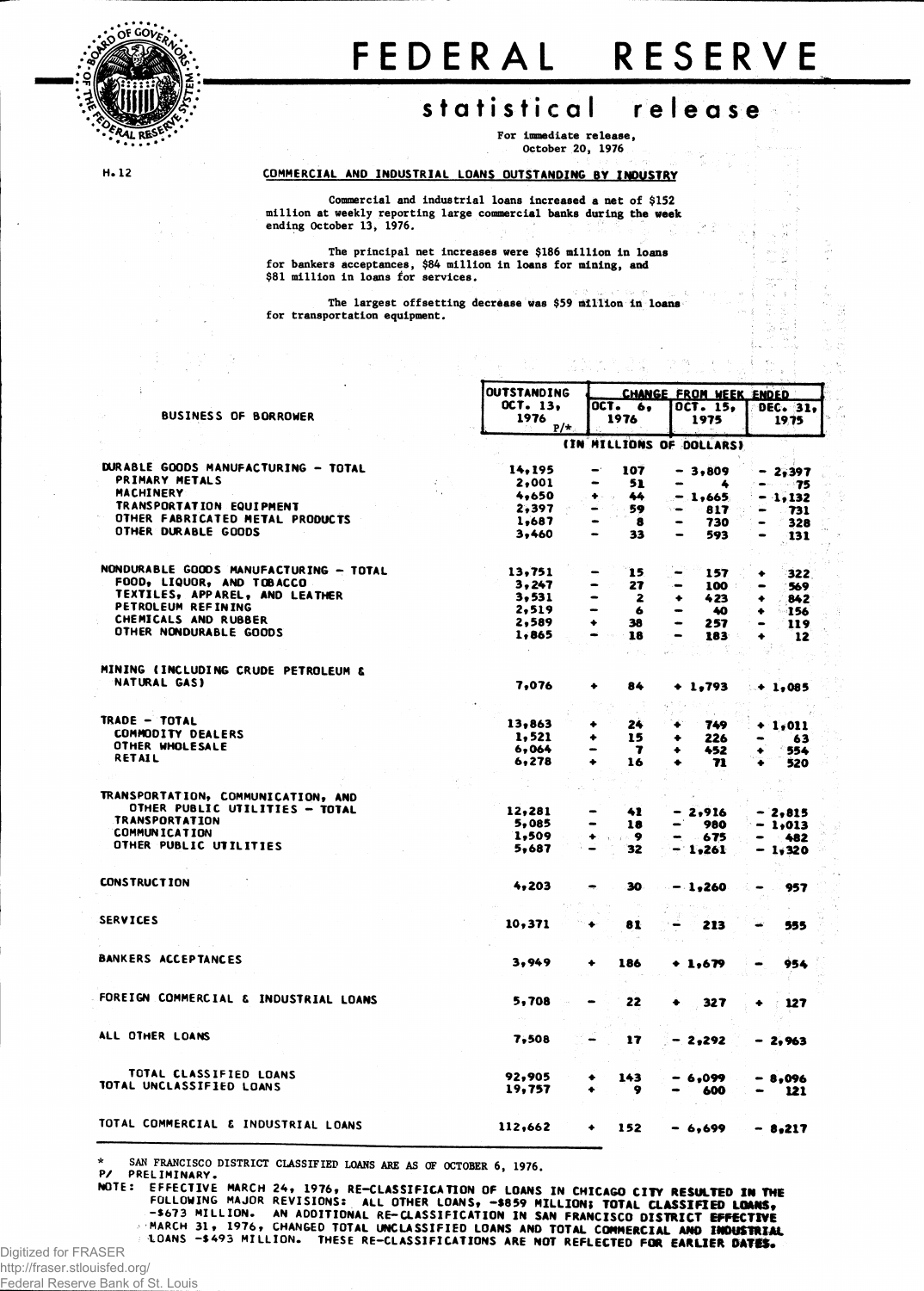# FEDERAL RESERVE

## statistical release

For immediate release,
October 20, 1976

H.12

### COMMERCIAL AND INDUSTRIAL LOANS OUTSTANDING BY INDUSTRY

Commercial and industrial loans increased a net of $152 million at weekly reporting large commercial banks during the week ending October 13, 1976.

The principal net increases were $186 million in loans for bankers acceptances, $84 million in loans for mining, and $81 million in loans for services.

The largest offsetting decrease was $59 million in loans for transportation equipment.

| BUSINESS OF BORROWER | OUTSTANDING OCT. 13, 1976 P/* | CHANGE FROM WEEK ENDED OCT. 6, 1976 | OCT. 15, 1975 | DEC. 31, 1975 |
|---|---|---|---|---|
| | (IN MILLIONS OF DOLLARS) | | | |
| DURABLE GOODS MANUFACTURING - TOTAL | 14,195 | - 107 | - 3,809 | - 2,397 |
| PRIMARY METALS | 2,001 | - 51 | - 4 | - 75 |
| MACHINERY | 4,650 | + 44 | - 1,665 | - 1,132 |
| TRANSPORTATION EQUIPMENT | 2,397 | - 59 | - 817 | - 731 |
| OTHER FABRICATED METAL PRODUCTS | 1,687 | - 8 | - 730 | - 328 |
| OTHER DURABLE GOODS | 3,460 | - 33 | - 593 | - 131 |
| NONDURABLE GOODS MANUFACTURING - TOTAL | 13,751 | - 15 | - 157 | + 322 |
| FOOD, LIQUOR, AND TOBACCO | 3,247 | - 27 | - 100 | - 569 |
| TEXTILES, APPAREL, AND LEATHER | 3,531 | - 2 | + 423 | + 842 |
| PETROLEUM REFINING | 2,519 | - 6 | - 40 | + 156 |
| CHEMICALS AND RUBBER | 2,589 | + 38 | - 257 | - 119 |
| OTHER NONDURABLE GOODS | 1,865 | - 18 | - 183 | + 12 |
| MINING (INCLUDING CRUDE PETROLEUM & NATURAL GAS) | 7,076 | + 84 | + 1,793 | + 1,085 |
| TRADE - TOTAL | 13,863 | + 24 | + 749 | + 1,011 |
| COMMODITY DEALERS | 1,521 | + 15 | + 226 | - 63 |
| OTHER WHOLESALE | 6,064 | - 7 | + 452 | + 554 |
| RETAIL | 6,278 | + 16 | + 71 | + 520 |
| TRANSPORTATION, COMMUNICATION, AND OTHER PUBLIC UTILITIES - TOTAL | 12,281 | - 41 | - 2,916 | - 2,815 |
| TRANSPORTATION | 5,085 | - 18 | - 980 | - 1,013 |
| COMMUNICATION | 1,509 | + 9 | - 675 | - 482 |
| OTHER PUBLIC UTILITIES | 5,687 | - 32 | - 1,261 | - 1,320 |
| CONSTRUCTION | 4,203 | - 30 | - 1,260 | - 957 |
| SERVICES | 10,371 | + 81 | - 213 | - 555 |
| BANKERS ACCEPTANCES | 3,949 | + 186 | + 1,679 | - 954 |
| FOREIGN COMMERCIAL & INDUSTRIAL LOANS | 5,708 | - 22 | + 327 | + 127 |
| ALL OTHER LOANS | 7,508 | - 17 | - 2,292 | - 2,963 |
| TOTAL CLASSIFIED LOANS | 92,905 | + 143 | - 6,099 | - 8,096 |
| TOTAL UNCLASSIFIED LOANS | 19,757 | + 9 | - 600 | - 121 |
| TOTAL COMMERCIAL & INDUSTRIAL LOANS | 112,662 | + 152 | - 6,699 | - 8,217 |

\* SAN FRANCISCO DISTRICT CLASSIFIED LOANS ARE AS OF OCTOBER 6, 1976.
P/ PRELIMINARY.
NOTE: EFFECTIVE MARCH 24, 1976, RE-CLASSIFICATION OF LOANS IN CHICAGO CITY RESULTED IN THE FOLLOWING MAJOR REVISIONS: ALL OTHER LOANS, -$859 MILLION; TOTAL CLASSIFIED LOANS, -$673 MILLION. AN ADDITIONAL RE-CLASSIFICATION IN SAN FRANCISCO DISTRICT EFFECTIVE MARCH 31, 1976, CHANGED TOTAL UNCLASSIFIED LOANS AND TOTAL COMMERCIAL AND INDUSTRIAL LOANS -$493 MILLION. THESE RE-CLASSIFICATIONS ARE NOT REFLECTED FOR EARLIER DATES.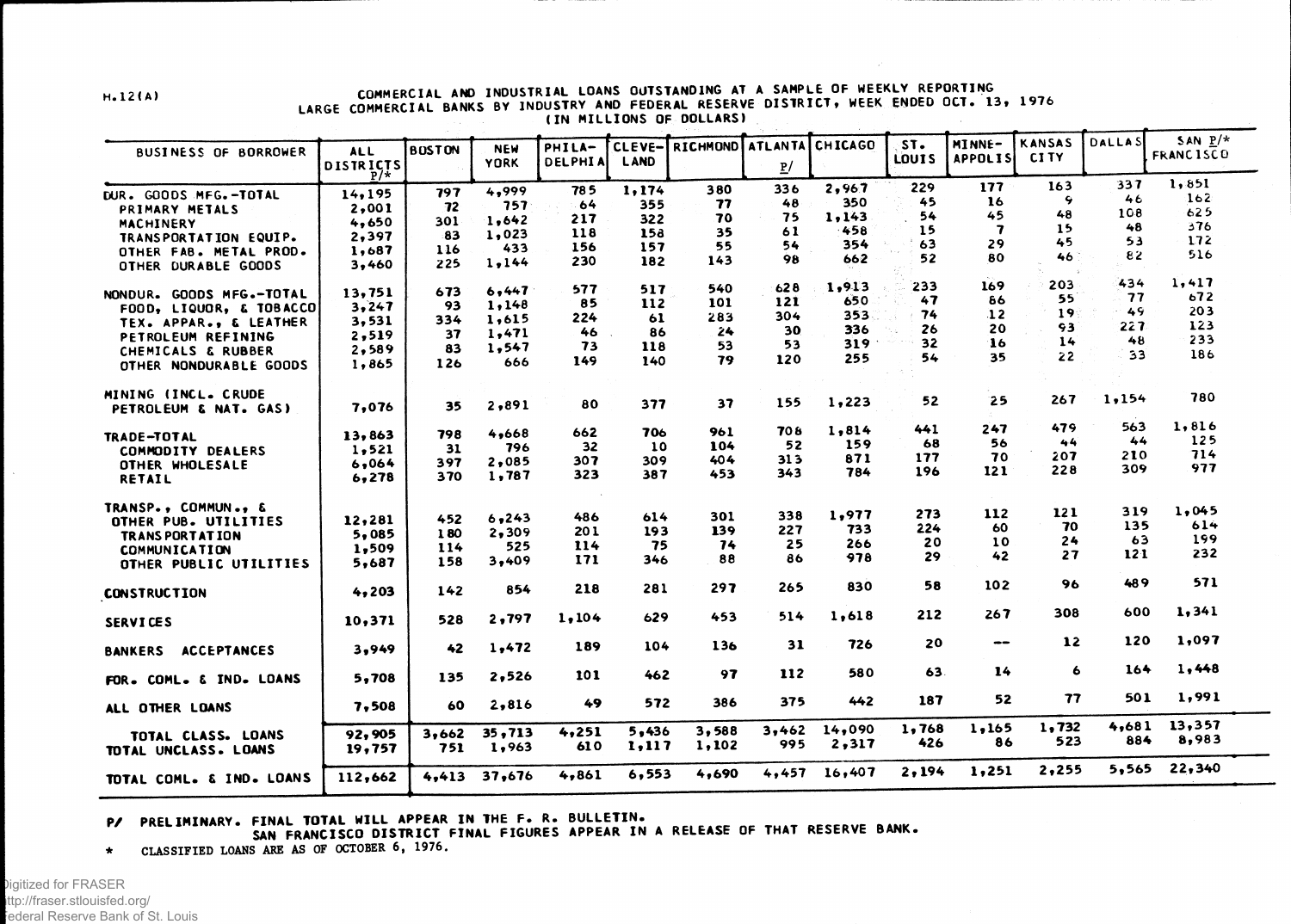H.12(A)

COMMERCIAL AND INDUSTRIAL LOANS OUTSTANDING AT A SAMPLE OF WEEKLY REPORTING LARGE COMMERCIAL BANKS BY INDUSTRY AND FEDERAL RESERVE DISTRICT, WEEK ENDED OCT. 13, 1976
(IN MILLIONS OF DOLLARS)

| BUSINESS OF BORROWER | ALL DISTRICTS P/* | BOSTON | NEW YORK | PHILA-DELPHIA | CLEVE-LAND | RICHMOND | ATLANTA P/ | CHICAGO | ST. LOUIS | MINNE-APOLIS | KANSAS CITY | DALLAS | SAN P/* FRANCISCO |
|---|---|---|---|---|---|---|---|---|---|---|---|---|---|
| DUR. GOODS MFG.-TOTAL | 14,195 | 797 | 4,999 | 785 | 1,174 | 380 | 336 | 2,967 | 229 | 177 | 163 | 337 | 1,851 |
| PRIMARY METALS | 2,001 | 72 | 757 | 64 | 355 | 77 | 48 | 350 | 45 | 16 | 9 | 46 | 162 |
| MACHINERY | 4,650 | 301 | 1,642 | 217 | 322 | 70 | 75 | 1,143 | 54 | 45 | 48 | 108 | 625 |
| TRANSPORTATION EQUIP. | 2,397 | 83 | 1,023 | 118 | 158 | 35 | 61 | 458 | 15 | 7 | 15 | 48 | 376 |
| OTHER FAB. METAL PROD. | 1,687 | 116 | 433 | 156 | 157 | 55 | 54 | 354 | 63 | 29 | 45 | 53 | 172 |
| OTHER DURABLE GOODS | 3,460 | 225 | 1,144 | 230 | 182 | 143 | 98 | 662 | 52 | 80 | 46 | 82 | 516 |
| NONDUR. GOODS MFG.-TOTAL | 13,751 | 673 | 6,447 | 577 | 517 | 540 | 628 | 1,913 | 233 | 169 | 203 | 434 | 1,417 |
| FOOD, LIQUOR, & TOBACCO | 3,247 | 93 | 1,148 | 85 | 112 | 101 | 121 | 650 | 47 | 66 | 55 | 77 | 672 |
| TEX. APPAR., & LEATHER | 3,531 | 334 | 1,615 | 224 | 61 | 283 | 304 | 353 | 74 | 12 | 19 | 49 | 203 |
| PETROLEUM REFINING | 2,519 | 37 | 1,471 | 46 | 86 | 24 | 30 | 336 | 26 | 20 | 93 | 227 | 123 |
| CHEMICALS & RUBBER | 2,589 | 83 | 1,547 | 73 | 118 | 53 | 53 | 319 | 32 | 16 | 14 | 48 | 233 |
| OTHER NONDURABLE GOODS | 1,865 | 126 | 666 | 149 | 140 | 79 | 120 | 255 | 54 | 35 | 22 | 33 | 186 |
| MINING (INCL. CRUDE PETROLEUM & NAT. GAS) | 7,076 | 35 | 2,891 | 80 | 377 | 37 | 155 | 1,223 | 52 | 25 | 267 | 1,154 | 780 |
| TRADE-TOTAL | 13,863 | 798 | 4,668 | 662 | 706 | 961 | 708 | 1,814 | 441 | 247 | 479 | 563 | 1,816 |
| COMMODITY DEALERS | 1,521 | 31 | 796 | 32 | 10 | 104 | 52 | 159 | 68 | 56 | 44 | 44 | 125 |
| OTHER WHOLESALE | 6,064 | 397 | 2,085 | 307 | 309 | 404 | 313 | 871 | 177 | 70 | 207 | 210 | 714 |
| RETAIL | 6,278 | 370 | 1,787 | 323 | 387 | 453 | 343 | 784 | 196 | 121 | 228 | 309 | 977 |
| TRANSP., COMMUN., & OTHER PUB. UTILITIES | 12,281 | 452 | 6,243 | 486 | 614 | 301 | 338 | 1,977 | 273 | 112 | 121 | 319 | 1,045 |
| TRANSPORTATION | 5,085 | 180 | 2,309 | 201 | 193 | 139 | 227 | 733 | 224 | 60 | 70 | 135 | 614 |
| COMMUNICATION | 1,509 | 114 | 525 | 114 | 75 | 74 | 25 | 266 | 20 | 10 | 24 | 63 | 199 |
| OTHER PUBLIC UTILITIES | 5,687 | 158 | 3,409 | 171 | 346 | 88 | 86 | 978 | 29 | 42 | 27 | 121 | 232 |
| CONSTRUCTION | 4,203 | 142 | 854 | 218 | 281 | 297 | 265 | 830 | 58 | 102 | 96 | 489 | 571 |
| SERVICES | 10,371 | 528 | 2,797 | 1,104 | 629 | 453 | 514 | 1,618 | 212 | 267 | 308 | 600 | 1,341 |
| BANKERS ACCEPTANCES | 3,949 | 42 | 1,472 | 189 | 104 | 136 | 31 | 726 | 20 | -- | 12 | 120 | 1,097 |
| FOR. COML. & IND. LOANS | 5,708 | 135 | 2,526 | 101 | 462 | 97 | 112 | 580 | 63 | 14 | 6 | 164 | 1,448 |
| ALL OTHER LOANS | 7,508 | 60 | 2,816 | 49 | 572 | 386 | 375 | 442 | 187 | 52 | 77 | 501 | 1,991 |
| TOTAL CLASS. LOANS | 92,905 | 3,662 | 35,713 | 4,251 | 5,436 | 3,588 | 3,462 | 14,090 | 1,768 | 1,165 | 1,732 | 4,681 | 13,357 |
| TOTAL UNCLASS. LOANS | 19,757 | 751 | 1,963 | 610 | 1,117 | 1,102 | 995 | 2,317 | 426 | 86 | 523 | 884 | 8,983 |
| TOTAL COML. & IND. LOANS | 112,662 | 4,413 | 37,676 | 4,861 | 6,553 | 4,690 | 4,457 | 16,407 | 2,194 | 1,251 | 2,255 | 5,565 | 22,340 |

P/ PRELIMINARY. FINAL TOTAL WILL APPEAR IN THE F. R. BULLETIN.
SAN FRANCISCO DISTRICT FINAL FIGURES APPEAR IN A RELEASE OF THAT RESERVE BANK.

\* CLASSIFIED LOANS ARE AS OF OCTOBER 6, 1976.